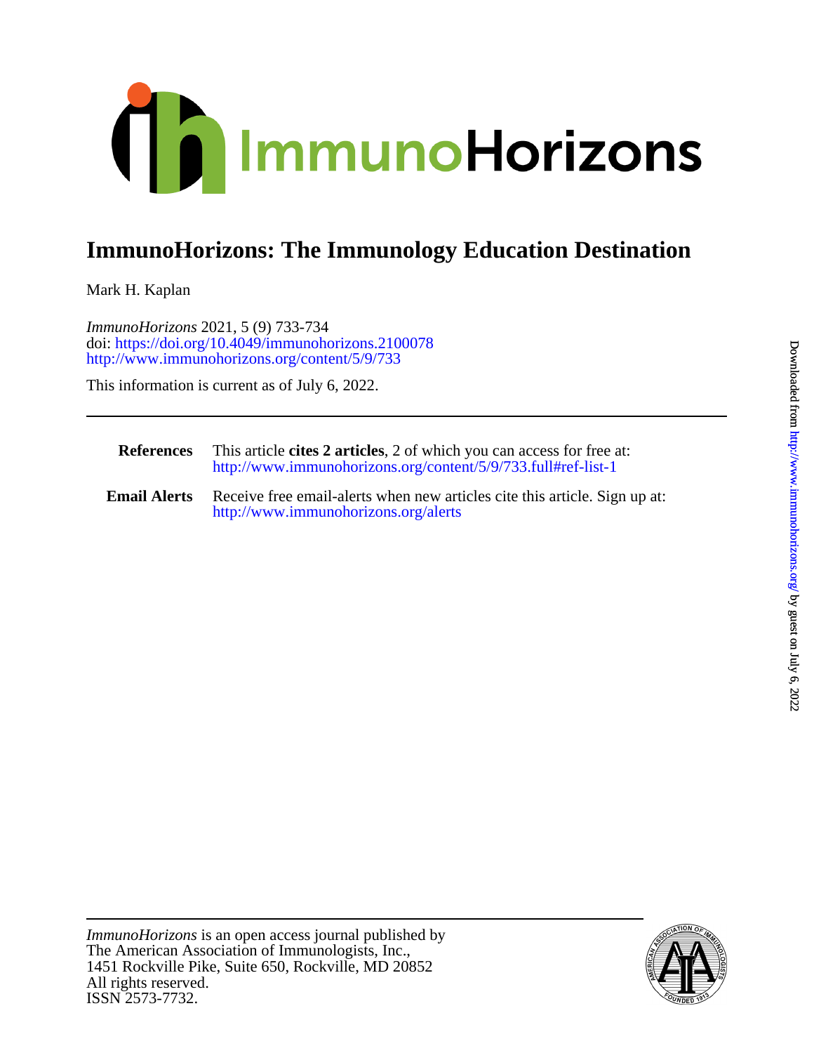# ImmunoHorizons: The Immunology Education Destination

Mark H. Kaplan

*ImmunoHorizons* 2021, 5 (9) 733-734
doi: https://doi.org/10.4049/immunohorizons.2100078
http://www.immunohorizons.org/content/5/9/733

This information is current as of July 6, 2022.

---

**References** This article **cites 2 articles**, 2 of which you can access for free at: http://www.immunohorizons.org/content/5/9/733.full#ref-list-1

**Email Alerts** Receive free email-alerts when new articles cite this article. Sign up at: http://www.immunohorizons.org/alerts

---

*ImmunoHorizons* is an open access journal published by
The American Association of Immunologists, Inc.,
1451 Rockville Pike, Suite 650, Rockville, MD 20852
All rights reserved.
ISSN 2573-7732.

Downloaded from http://www.immunohorizons.org/ by guest on July 6, 2022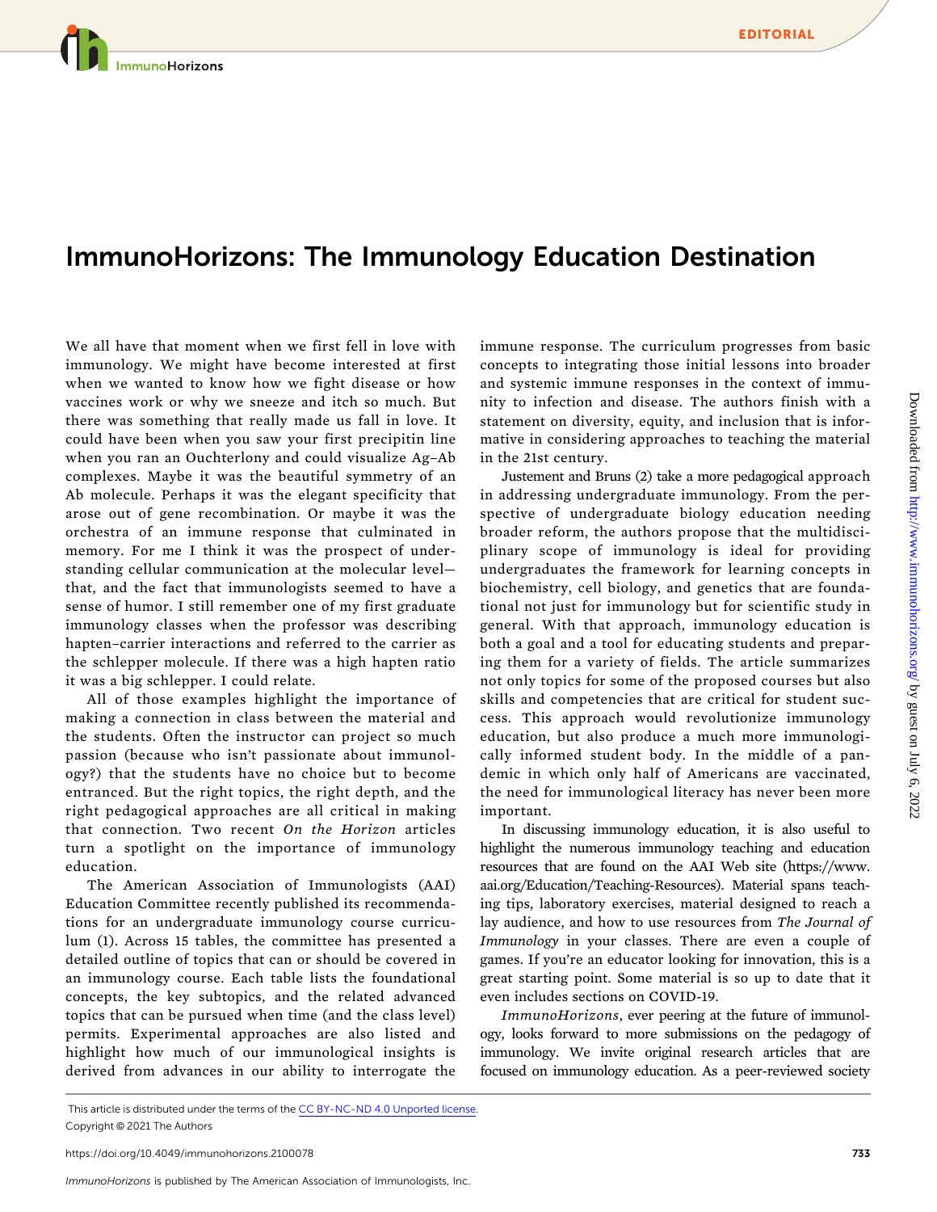# ImmunoHorizons: The Immunology Education Destination

We all have that moment when we first fell in love with immunology. We might have become interested at first when we wanted to know how we fight disease or how vaccines work or why we sneeze and itch so much. But there was something that really made us fall in love. It could have been when you saw your first precipitin line when you ran an Ouchterlony and could visualize Ag–Ab complexes. Maybe it was the beautiful symmetry of an Ab molecule. Perhaps it was the elegant specificity that arose out of gene recombination. Or maybe it was the orchestra of an immune response that culminated in memory. For me I think it was the prospect of understanding cellular communication at the molecular level—that, and the fact that immunologists seemed to have a sense of humor. I still remember one of my first graduate immunology classes when the professor was describing hapten–carrier interactions and referred to the carrier as the schlepper molecule. If there was a high hapten ratio it was a big schlepper. I could relate.

All of those examples highlight the importance of making a connection in class between the material and the students. Often the instructor can project so much passion (because who isn't passionate about immunology?) that the students have no choice but to become entranced. But the right topics, the right depth, and the right pedagogical approaches are all critical in making that connection. Two recent *On the Horizon* articles turn a spotlight on the importance of immunology education.

The American Association of Immunologists (AAI) Education Committee recently published its recommendations for an undergraduate immunology course curriculum (1). Across 15 tables, the committee has presented a detailed outline of topics that can or should be covered in an immunology course. Each table lists the foundational concepts, the key subtopics, and the related advanced topics that can be pursued when time (and the class level) permits. Experimental approaches are also listed and highlight how much of our immunological insights is derived from advances in our ability to interrogate the immune response. The curriculum progresses from basic concepts to integrating those initial lessons into broader and systemic immune responses in the context of immunity to infection and disease. The authors finish with a statement on diversity, equity, and inclusion that is informative in considering approaches to teaching the material in the 21st century.

Justement and Bruns (2) take a more pedagogical approach in addressing undergraduate immunology. From the perspective of undergraduate biology education needing broader reform, the authors propose that the multidisciplinary scope of immunology is ideal for providing undergraduates the framework for learning concepts in biochemistry, cell biology, and genetics that are foundational not just for immunology but for scientific study in general. With that approach, immunology education is both a goal and a tool for educating students and preparing them for a variety of fields. The article summarizes not only topics for some of the proposed courses but also skills and competencies that are critical for student success. This approach would revolutionize immunology education, but also produce a much more immunologically informed student body. In the middle of a pandemic in which only half of Americans are vaccinated, the need for immunological literacy has never been more important.

In discussing immunology education, it is also useful to highlight the numerous immunology teaching and education resources that are found on the AAI Web site (https://www.aai.org/Education/Teaching-Resources). Material spans teaching tips, laboratory exercises, material designed to reach a lay audience, and how to use resources from *The Journal of Immunology* in your classes. There are even a couple of games. If you're an educator looking for innovation, this is a great starting point. Some material is so up to date that it even includes sections on COVID-19.

*ImmunoHorizons*, ever peering at the future of immunology, looks forward to more submissions on the pedagogy of immunology. We invite original research articles that are focused on immunology education. As a peer-reviewed society

This article is distributed under the terms of the CC BY-NC-ND 4.0 Unported license.

Copyright © 2021 The Authors

https://doi.org/10.4049/immunohorizons.2100078

*ImmunoHorizons* is published by The American Association of Immunologists, Inc.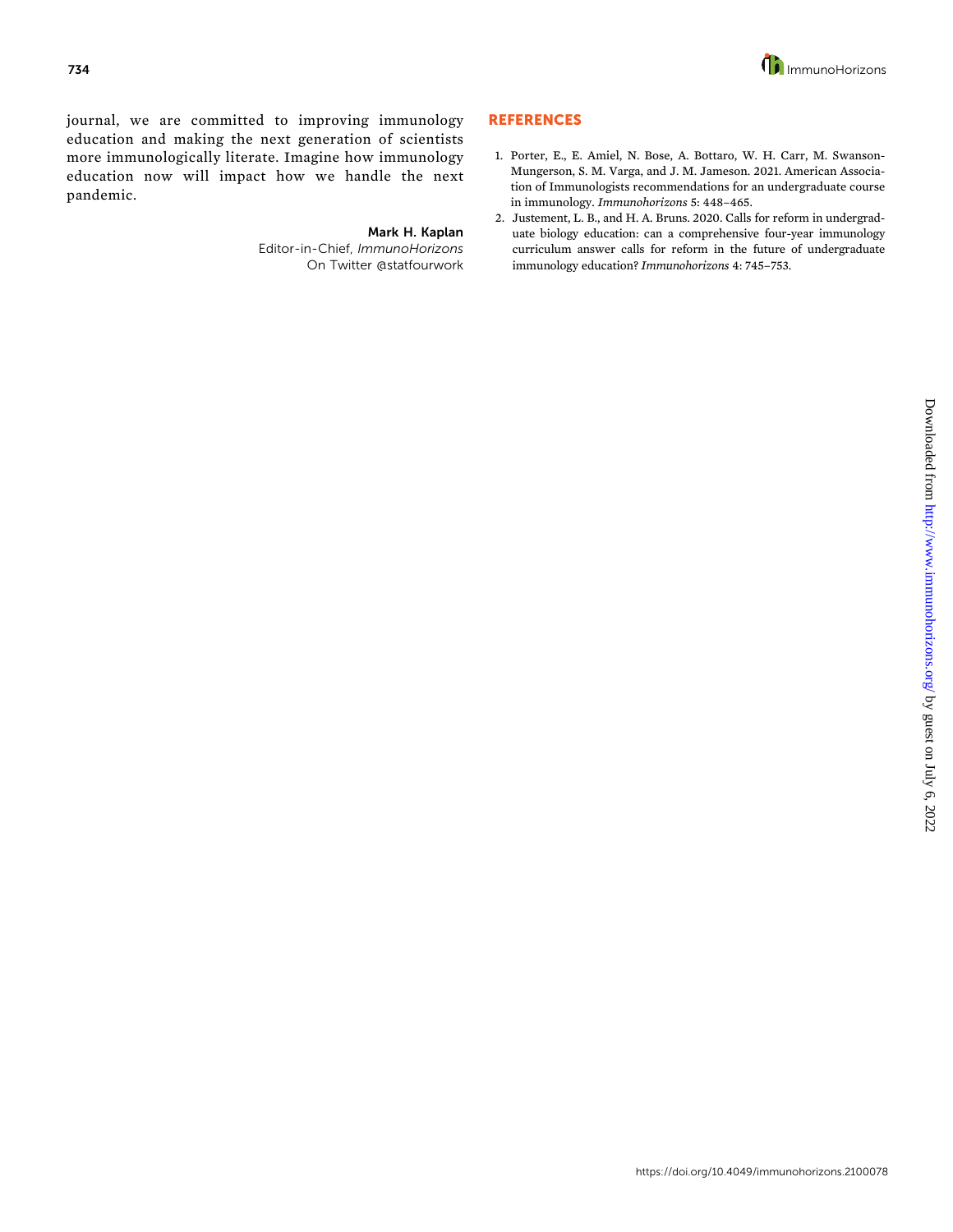journal, we are committed to improving immunology education and making the next generation of scientists more immunologically literate. Imagine how immunology education now will impact how we handle the next pandemic.

**Mark H. Kaplan**
Editor-in-Chief, *ImmunoHorizons*
On Twitter @statfourwork

## REFERENCES

1. Porter, E., E. Amiel, N. Bose, A. Bottaro, W. H. Carr, M. Swanson-Mungerson, S. M. Varga, and J. M. Jameson. 2021. American Association of Immunologists recommendations for an undergraduate course in immunology. *Immunohorizons* 5: 448–465.
2. Justement, L. B., and H. A. Bruns. 2020. Calls for reform in undergraduate biology education: can a comprehensive four-year immunology curriculum answer calls for reform in the future of undergraduate immunology education? *Immunohorizons* 4: 745–753.